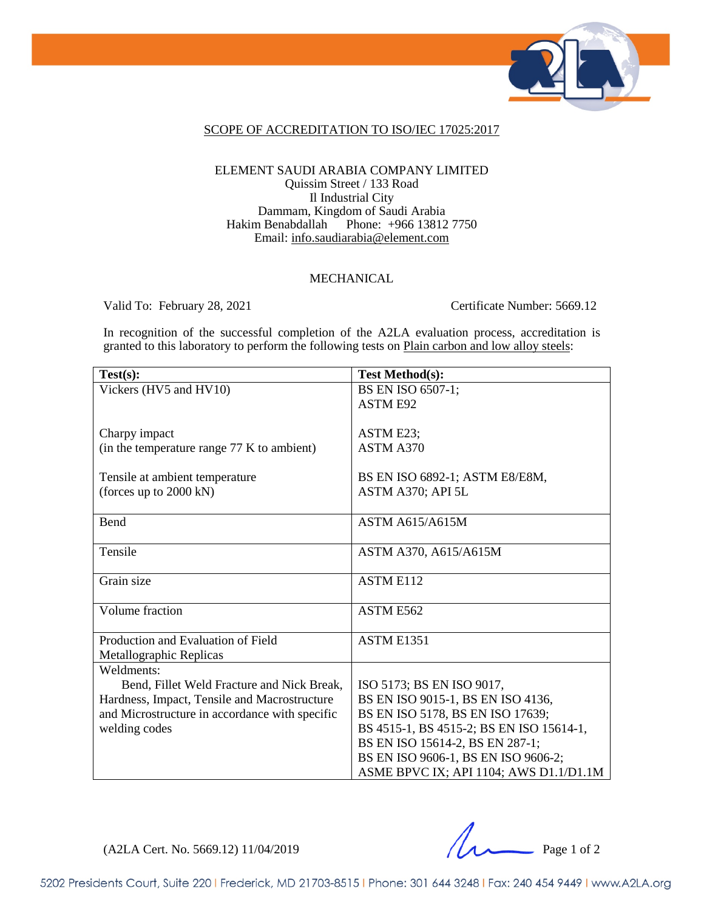SCOPE OF ACCREDITATION TO ISO/IEC 17025:2017

ELEMENT SAUDI ARABIA COMPANY LIMITED
Quissim Street / 133 Road
Il Industrial City
Dammam, Kingdom of Saudi Arabia
Hakim Benabdallah  Phone: +966 13812 7750
Email: info.saudiarabia@element.com

MECHANICAL

Valid To: February 28, 2021  Certificate Number: 5669.12

In recognition of the successful completion of the A2LA evaluation process, accreditation is granted to this laboratory to perform the following tests on Plain carbon and low alloy steels:

| Test(s): | Test Method(s): |
|---|---|
| Vickers (HV5 and HV10)<br><br>Charpy impact<br>(in the temperature range 77 K to ambient)<br><br>Tensile at ambient temperature<br>(forces up to 2000 kN) | BS EN ISO 6507-1;<br>ASTM E92<br><br>ASTM E23;<br>ASTM A370<br><br>BS EN ISO 6892-1; ASTM E8/E8M,<br>ASTM A370; API 5L |
| Bend | ASTM A615/A615M |
| Tensile | ASTM A370, A615/A615M |
| Grain size | ASTM E112 |
| Volume fraction | ASTM E562 |
| Production and Evaluation of Field Metallographic Replicas | ASTM E1351 |
| Weldments:<br>Bend, Fillet Weld Fracture and Nick Break, Hardness, Impact, Tensile and Macrostructure and Microstructure in accordance with specific welding codes | ISO 5173; BS EN ISO 9017,<br>BS EN ISO 9015-1, BS EN ISO 4136,<br>BS EN ISO 5178, BS EN ISO 17639;<br>BS 4515-1, BS 4515-2; BS EN ISO 15614-1,<br>BS EN ISO 15614-2, BS EN 287-1;<br>BS EN ISO 9606-1, BS EN ISO 9606-2;<br>ASME BPVC IX; API 1104; AWS D1.1/D1.1M |

(A2LA Cert. No. 5669.12) 11/04/2019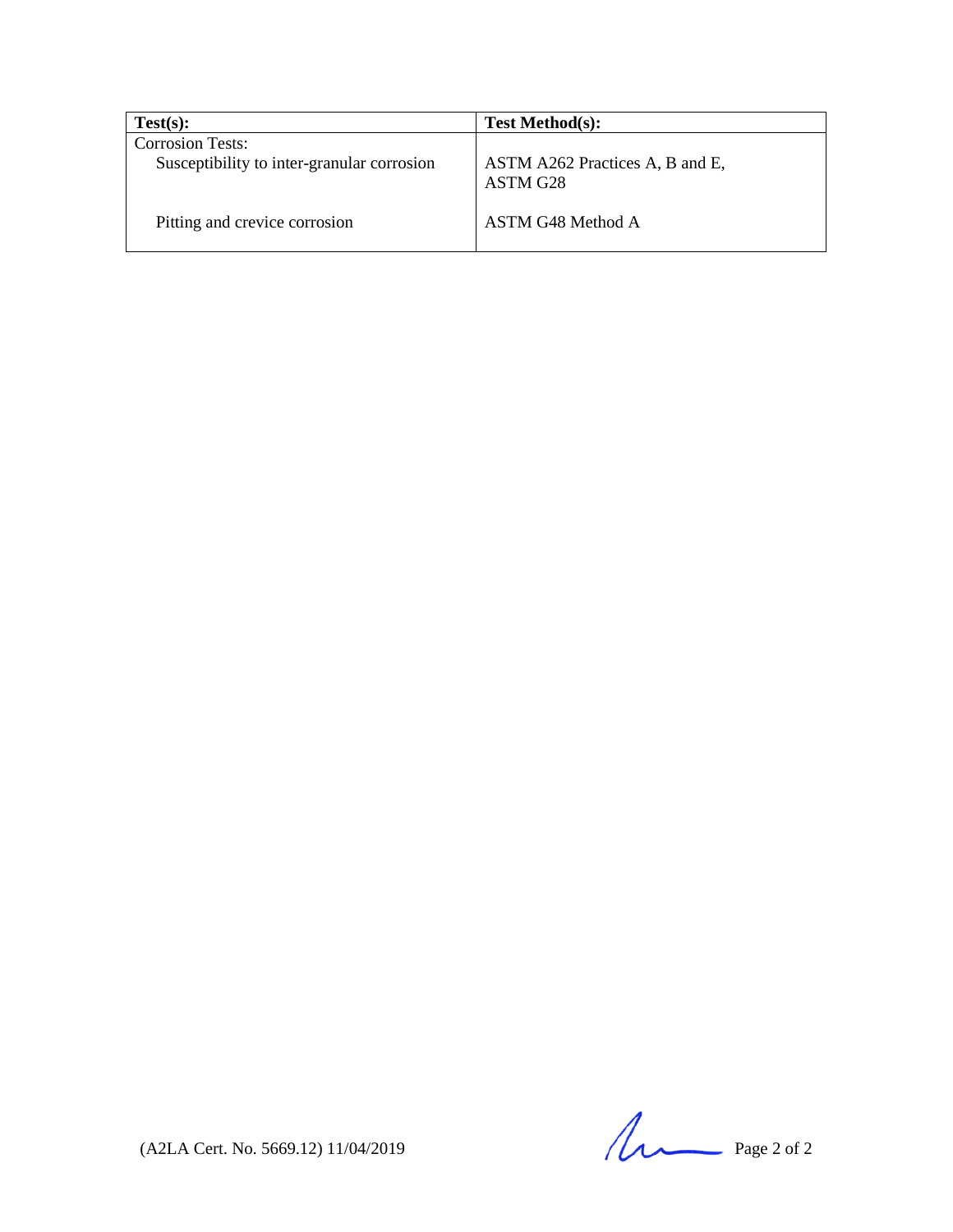| Test(s): | Test Method(s): |
|---|---|
| Corrosion Tests: | |
| Susceptibility to inter-granular corrosion | ASTM A262 Practices A, B and E, ASTM G28 |
| Pitting and crevice corrosion | ASTM G48 Method A |

(A2LA Cert. No. 5669.12) 11/04/2019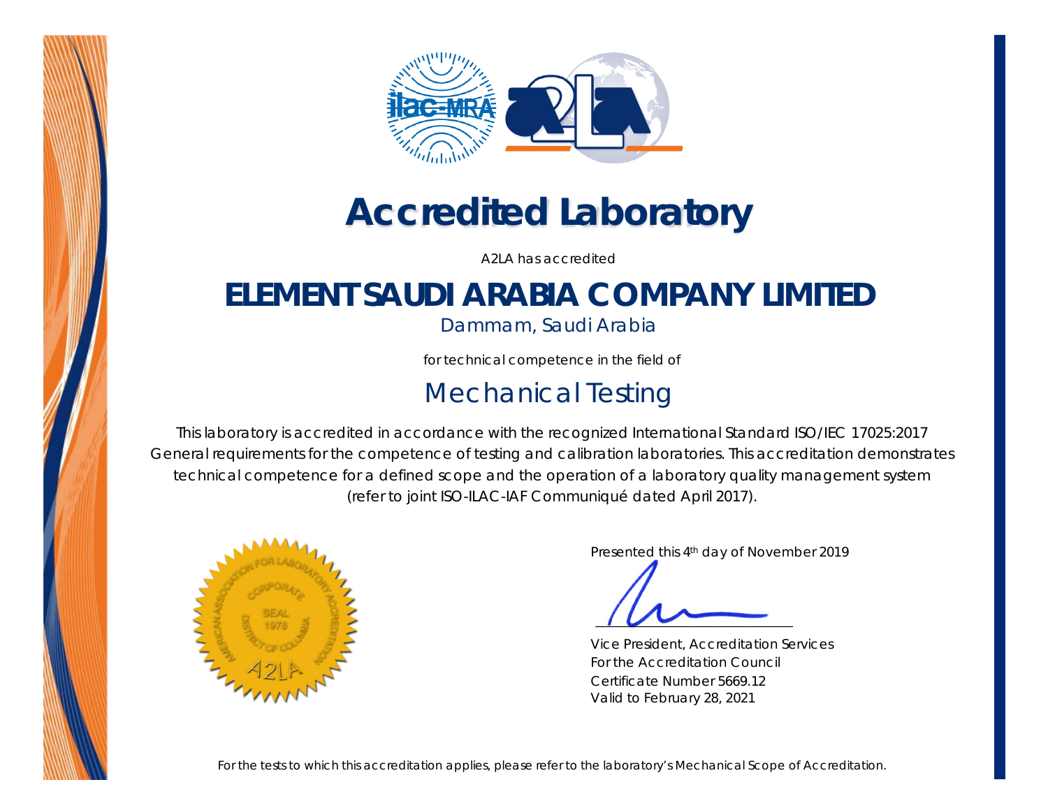# Accredited Laboratory

A2LA has accredited

## ELEMENT SAUDI ARABIA COMPANY LIMITED

Dammam, Saudi Arabia

for technical competence in the field of

## Mechanical Testing

This laboratory is accredited in accordance with the recognized International Standard ISO/IEC 17025:2017 General requirements for the competence of testing and calibration laboratories. This accreditation demonstrates technical competence for a defined scope and the operation of a laboratory quality management system (refer to joint ISO-ILAC-IAF Communiqué dated April 2017).

Presented this 4th day of November 2019

Vice President, Accreditation Services
For the Accreditation Council
Certificate Number 5669.12
Valid to February 28, 2021

For the tests to which this accreditation applies, please refer to the laboratory's Mechanical Scope of Accreditation.